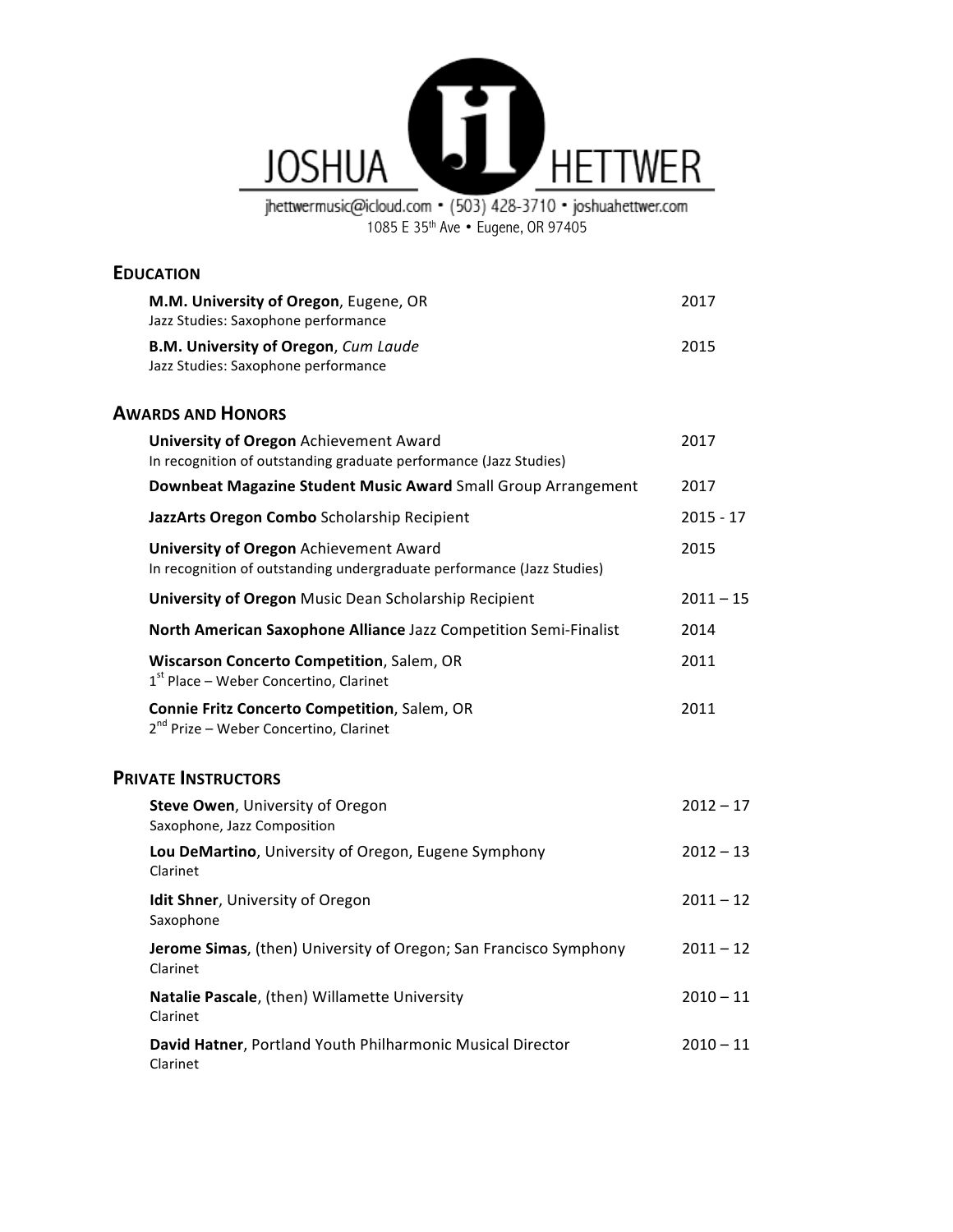# JOSHUA HETTWER

jhettwermusic@icloud.com • (503) 428-3710 • joshuahettwer.com
1085 E 35th Ave • Eugene, OR 97405

## EDUCATION

**M.M. University of Oregon**, Eugene, OR — 2017
Jazz Studies: Saxophone performance

**B.M. University of Oregon**, *Cum Laude* — 2015
Jazz Studies: Saxophone performance

## AWARDS AND HONORS

**University of Oregon** Achievement Award — 2017
In recognition of outstanding graduate performance (Jazz Studies)

**Downbeat Magazine Student Music Award** Small Group Arrangement — 2017

**JazzArts Oregon Combo** Scholarship Recipient — 2015 - 17

**University of Oregon** Achievement Award — 2015
In recognition of outstanding undergraduate performance (Jazz Studies)

**University of Oregon** Music Dean Scholarship Recipient — 2011 – 15

**North American Saxophone Alliance** Jazz Competition Semi-Finalist — 2014

**Wiscarson Concerto Competition**, Salem, OR — 2011
1st Place – Weber Concertino, Clarinet

**Connie Fritz Concerto Competition**, Salem, OR — 2011
2nd Prize – Weber Concertino, Clarinet

## PRIVATE INSTRUCTORS

**Steve Owen**, University of Oregon — 2012 – 17
Saxophone, Jazz Composition

**Lou DeMartino**, University of Oregon, Eugene Symphony — 2012 – 13
Clarinet

**Idit Shner**, University of Oregon — 2011 – 12
Saxophone

**Jerome Simas**, (then) University of Oregon; San Francisco Symphony — 2011 – 12
Clarinet

**Natalie Pascale**, (then) Willamette University — 2010 – 11
Clarinet

**David Hatner**, Portland Youth Philharmonic Musical Director — 2010 – 11
Clarinet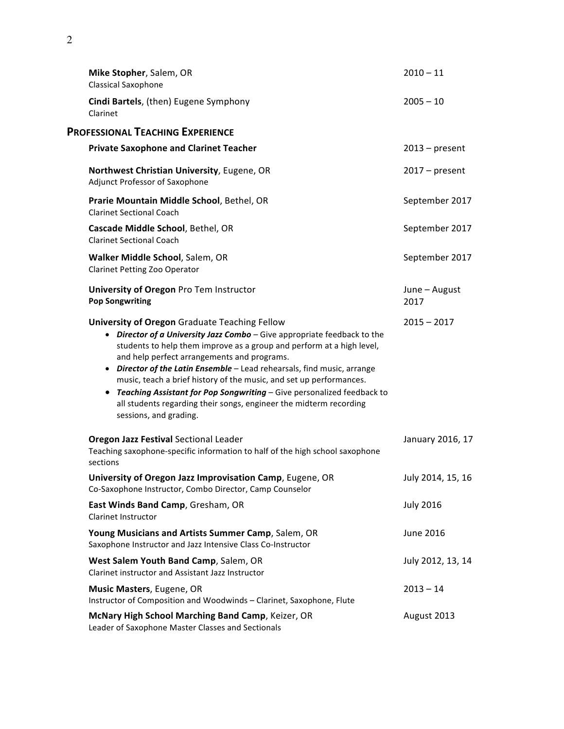**Mike Stopher**, Salem, OR — 2010 – 11
Classical Saxophone

**Cindi Bartels**, (then) Eugene Symphony — 2005 – 10
Clarinet

## Professional Teaching Experience

**Private Saxophone and Clarinet Teacher** — 2013 – present

**Northwest Christian University**, Eugene, OR — 2017 – present
Adjunct Professor of Saxophone

**Prarie Mountain Middle School**, Bethel, OR — September 2017
Clarinet Sectional Coach

**Cascade Middle School**, Bethel, OR — September 2017
Clarinet Sectional Coach

**Walker Middle School**, Salem, OR — September 2017
Clarinet Petting Zoo Operator

**University of Oregon** Pro Tem Instructor — June – August 2017
**Pop Songwriting**

**University of Oregon** Graduate Teaching Fellow — 2015 – 2017

- ***Director of a University Jazz Combo*** – Give appropriate feedback to the students to help them improve as a group and perform at a high level, and help perfect arrangements and programs.
- ***Director of the Latin Ensemble*** – Lead rehearsals, find music, arrange music, teach a brief history of the music, and set up performances.
- ***Teaching Assistant for Pop Songwriting*** – Give personalized feedback to all students regarding their songs, engineer the midterm recording sessions, and grading.

**Oregon Jazz Festival** Sectional Leader — January 2016, 17
Teaching saxophone-specific information to half of the high school saxophone sections

**University of Oregon Jazz Improvisation Camp**, Eugene, OR — July 2014, 15, 16
Co-Saxophone Instructor, Combo Director, Camp Counselor

**East Winds Band Camp**, Gresham, OR — July 2016
Clarinet Instructor

**Young Musicians and Artists Summer Camp**, Salem, OR — June 2016
Saxophone Instructor and Jazz Intensive Class Co-Instructor

**West Salem Youth Band Camp**, Salem, OR — July 2012, 13, 14
Clarinet instructor and Assistant Jazz Instructor

**Music Masters**, Eugene, OR — 2013 – 14
Instructor of Composition and Woodwinds – Clarinet, Saxophone, Flute

**McNary High School Marching Band Camp**, Keizer, OR — August 2013
Leader of Saxophone Master Classes and Sectionals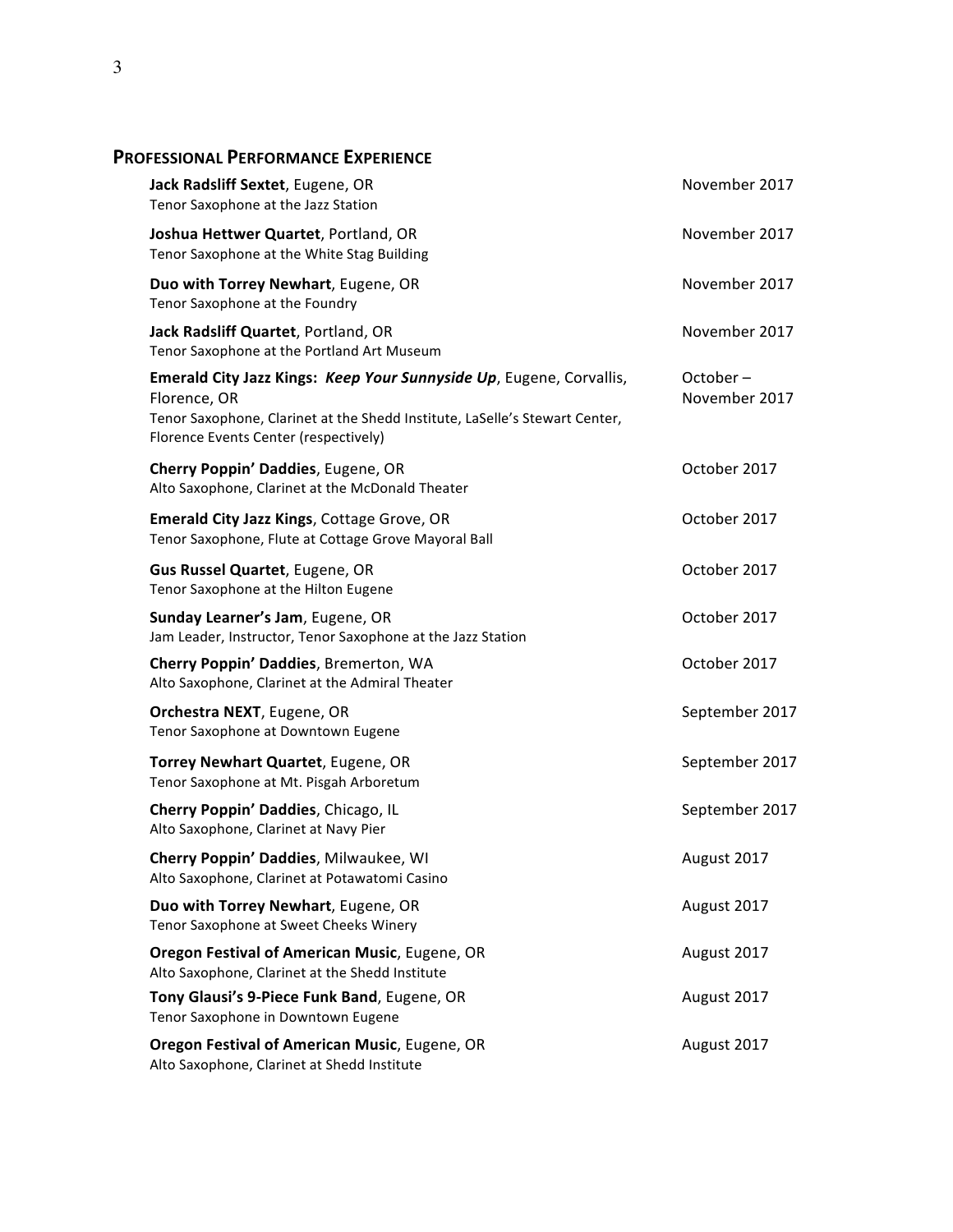## Professional Performance Experience

**Jack Radsliff Sextet**, Eugene, OR — November 2017
Tenor Saxophone at the Jazz Station

**Joshua Hettwer Quartet**, Portland, OR — November 2017
Tenor Saxophone at the White Stag Building

**Duo with Torrey Newhart**, Eugene, OR — November 2017
Tenor Saxophone at the Foundry

**Jack Radsliff Quartet**, Portland, OR — November 2017
Tenor Saxophone at the Portland Art Museum

**Emerald City Jazz Kings: *Keep Your Sunnyside Up***, Eugene, Corvallis, Florence, OR — October – November 2017
Tenor Saxophone, Clarinet at the Shedd Institute, LaSelle's Stewart Center, Florence Events Center (respectively)

**Cherry Poppin' Daddies**, Eugene, OR — October 2017
Alto Saxophone, Clarinet at the McDonald Theater

**Emerald City Jazz Kings**, Cottage Grove, OR — October 2017
Tenor Saxophone, Flute at Cottage Grove Mayoral Ball

**Gus Russel Quartet**, Eugene, OR — October 2017
Tenor Saxophone at the Hilton Eugene

**Sunday Learner's Jam**, Eugene, OR — October 2017
Jam Leader, Instructor, Tenor Saxophone at the Jazz Station

**Cherry Poppin' Daddies**, Bremerton, WA — October 2017
Alto Saxophone, Clarinet at the Admiral Theater

**Orchestra NEXT**, Eugene, OR — September 2017
Tenor Saxophone at Downtown Eugene

**Torrey Newhart Quartet**, Eugene, OR — September 2017
Tenor Saxophone at Mt. Pisgah Arboretum

**Cherry Poppin' Daddies**, Chicago, IL — September 2017
Alto Saxophone, Clarinet at Navy Pier

**Cherry Poppin' Daddies**, Milwaukee, WI — August 2017
Alto Saxophone, Clarinet at Potawatomi Casino

**Duo with Torrey Newhart**, Eugene, OR — August 2017
Tenor Saxophone at Sweet Cheeks Winery

**Oregon Festival of American Music**, Eugene, OR — August 2017
Alto Saxophone, Clarinet at the Shedd Institute

**Tony Glausi's 9-Piece Funk Band**, Eugene, OR — August 2017
Tenor Saxophone in Downtown Eugene

**Oregon Festival of American Music**, Eugene, OR — August 2017
Alto Saxophone, Clarinet at Shedd Institute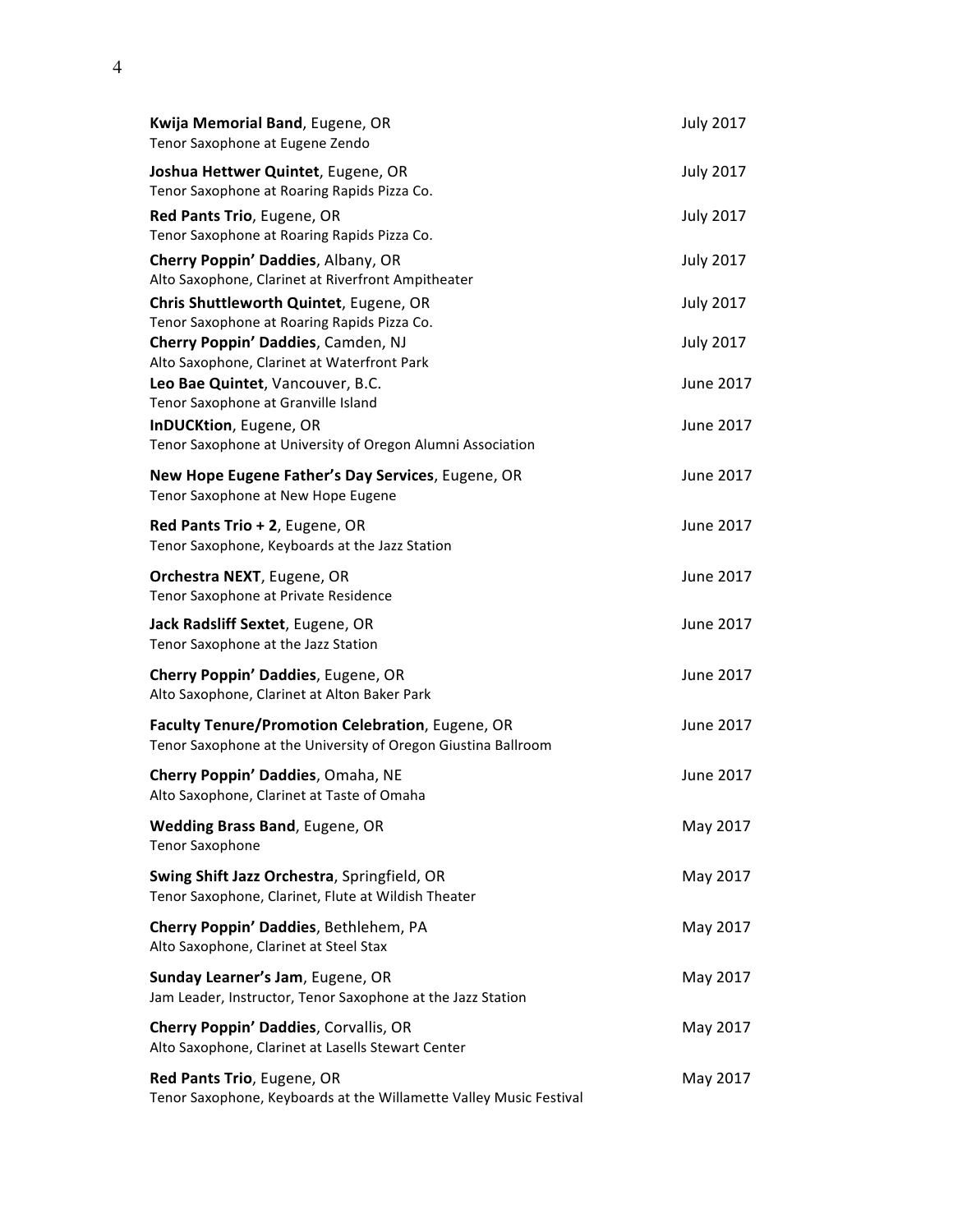**Kwija Memorial Band**, Eugene, OR — July 2017
Tenor Saxophone at Eugene Zendo

**Joshua Hettwer Quintet**, Eugene, OR — July 2017
Tenor Saxophone at Roaring Rapids Pizza Co.

**Red Pants Trio**, Eugene, OR — July 2017
Tenor Saxophone at Roaring Rapids Pizza Co.

**Cherry Poppin' Daddies**, Albany, OR — July 2017
Alto Saxophone, Clarinet at Riverfront Ampitheater

**Chris Shuttleworth Quintet**, Eugene, OR — July 2017
Tenor Saxophone at Roaring Rapids Pizza Co.

**Cherry Poppin' Daddies**, Camden, NJ — July 2017
Alto Saxophone, Clarinet at Waterfront Park

**Leo Bae Quintet**, Vancouver, B.C. — June 2017
Tenor Saxophone at Granville Island

**InDUCKtion**, Eugene, OR — June 2017
Tenor Saxophone at University of Oregon Alumni Association

**New Hope Eugene Father's Day Services**, Eugene, OR — June 2017
Tenor Saxophone at New Hope Eugene

**Red Pants Trio + 2**, Eugene, OR — June 2017
Tenor Saxophone, Keyboards at the Jazz Station

**Orchestra NEXT**, Eugene, OR — June 2017
Tenor Saxophone at Private Residence

**Jack Radsliff Sextet**, Eugene, OR — June 2017
Tenor Saxophone at the Jazz Station

**Cherry Poppin' Daddies**, Eugene, OR — June 2017
Alto Saxophone, Clarinet at Alton Baker Park

**Faculty Tenure/Promotion Celebration**, Eugene, OR — June 2017
Tenor Saxophone at the University of Oregon Giustina Ballroom

**Cherry Poppin' Daddies**, Omaha, NE — June 2017
Alto Saxophone, Clarinet at Taste of Omaha

**Wedding Brass Band**, Eugene, OR — May 2017
Tenor Saxophone

**Swing Shift Jazz Orchestra**, Springfield, OR — May 2017
Tenor Saxophone, Clarinet, Flute at Wildish Theater

**Cherry Poppin' Daddies**, Bethlehem, PA — May 2017
Alto Saxophone, Clarinet at Steel Stax

**Sunday Learner's Jam**, Eugene, OR — May 2017
Jam Leader, Instructor, Tenor Saxophone at the Jazz Station

**Cherry Poppin' Daddies**, Corvallis, OR — May 2017
Alto Saxophone, Clarinet at Lasells Stewart Center

**Red Pants Trio**, Eugene, OR — May 2017
Tenor Saxophone, Keyboards at the Willamette Valley Music Festival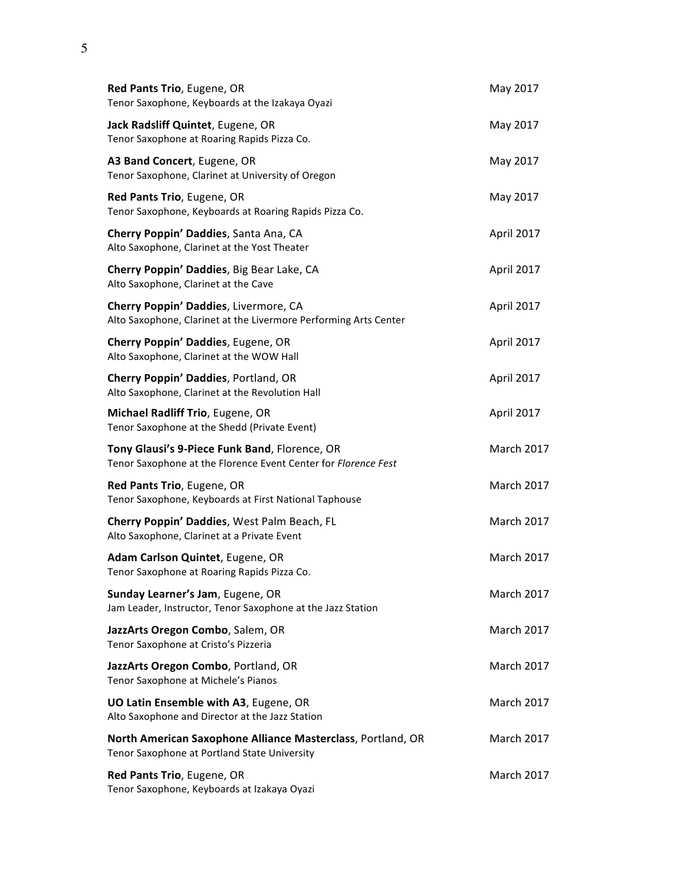**Red Pants Trio**, Eugene, OR — May 2017
Tenor Saxophone, Keyboards at the Izakaya Oyazi

**Jack Radsliff Quintet**, Eugene, OR — May 2017
Tenor Saxophone at Roaring Rapids Pizza Co.

**A3 Band Concert**, Eugene, OR — May 2017
Tenor Saxophone, Clarinet at University of Oregon

**Red Pants Trio**, Eugene, OR — May 2017
Tenor Saxophone, Keyboards at Roaring Rapids Pizza Co.

**Cherry Poppin' Daddies**, Santa Ana, CA — April 2017
Alto Saxophone, Clarinet at the Yost Theater

**Cherry Poppin' Daddies**, Big Bear Lake, CA — April 2017
Alto Saxophone, Clarinet at the Cave

**Cherry Poppin' Daddies**, Livermore, CA — April 2017
Alto Saxophone, Clarinet at the Livermore Performing Arts Center

**Cherry Poppin' Daddies**, Eugene, OR — April 2017
Alto Saxophone, Clarinet at the WOW Hall

**Cherry Poppin' Daddies**, Portland, OR — April 2017
Alto Saxophone, Clarinet at the Revolution Hall

**Michael Radliff Trio**, Eugene, OR — April 2017
Tenor Saxophone at the Shedd (Private Event)

**Tony Glausi's 9-Piece Funk Band**, Florence, OR — March 2017
Tenor Saxophone at the Florence Event Center for *Florence Fest*

**Red Pants Trio**, Eugene, OR — March 2017
Tenor Saxophone, Keyboards at First National Taphouse

**Cherry Poppin' Daddies**, West Palm Beach, FL — March 2017
Alto Saxophone, Clarinet at a Private Event

**Adam Carlson Quintet**, Eugene, OR — March 2017
Tenor Saxophone at Roaring Rapids Pizza Co.

**Sunday Learner's Jam**, Eugene, OR — March 2017
Jam Leader, Instructor, Tenor Saxophone at the Jazz Station

**JazzArts Oregon Combo**, Salem, OR — March 2017
Tenor Saxophone at Cristo's Pizzeria

**JazzArts Oregon Combo**, Portland, OR — March 2017
Tenor Saxophone at Michele's Pianos

**UO Latin Ensemble with A3**, Eugene, OR — March 2017
Alto Saxophone and Director at the Jazz Station

**North American Saxophone Alliance Masterclass**, Portland, OR — March 2017
Tenor Saxophone at Portland State University

**Red Pants Trio**, Eugene, OR — March 2017
Tenor Saxophone, Keyboards at Izakaya Oyazi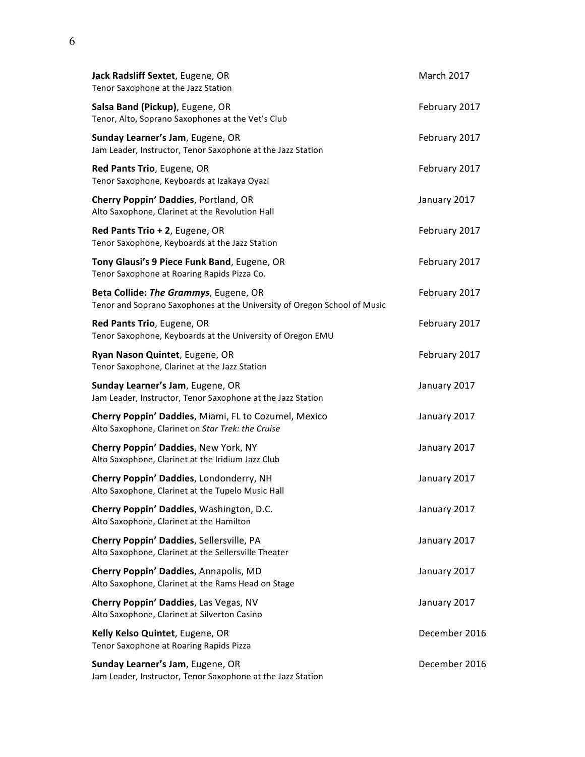**Jack Radsliff Sextet**, Eugene, OR — March 2017
Tenor Saxophone at the Jazz Station

**Salsa Band (Pickup)**, Eugene, OR — February 2017
Tenor, Alto, Soprano Saxophones at the Vet's Club

**Sunday Learner's Jam**, Eugene, OR — February 2017
Jam Leader, Instructor, Tenor Saxophone at the Jazz Station

**Red Pants Trio**, Eugene, OR — February 2017
Tenor Saxophone, Keyboards at Izakaya Oyazi

**Cherry Poppin' Daddies**, Portland, OR — January 2017
Alto Saxophone, Clarinet at the Revolution Hall

**Red Pants Trio + 2**, Eugene, OR — February 2017
Tenor Saxophone, Keyboards at the Jazz Station

**Tony Glausi's 9 Piece Funk Band**, Eugene, OR — February 2017
Tenor Saxophone at Roaring Rapids Pizza Co.

**Beta Collide: *The Grammys***, Eugene, OR — February 2017
Tenor and Soprano Saxophones at the University of Oregon School of Music

**Red Pants Trio**, Eugene, OR — February 2017
Tenor Saxophone, Keyboards at the University of Oregon EMU

**Ryan Nason Quintet**, Eugene, OR — February 2017
Tenor Saxophone, Clarinet at the Jazz Station

**Sunday Learner's Jam**, Eugene, OR — January 2017
Jam Leader, Instructor, Tenor Saxophone at the Jazz Station

**Cherry Poppin' Daddies**, Miami, FL to Cozumel, Mexico — January 2017
Alto Saxophone, Clarinet on *Star Trek: the Cruise*

**Cherry Poppin' Daddies**, New York, NY — January 2017
Alto Saxophone, Clarinet at the Iridium Jazz Club

**Cherry Poppin' Daddies**, Londonderry, NH — January 2017
Alto Saxophone, Clarinet at the Tupelo Music Hall

**Cherry Poppin' Daddies**, Washington, D.C. — January 2017
Alto Saxophone, Clarinet at the Hamilton

**Cherry Poppin' Daddies**, Sellersville, PA — January 2017
Alto Saxophone, Clarinet at the Sellersville Theater

**Cherry Poppin' Daddies**, Annapolis, MD — January 2017
Alto Saxophone, Clarinet at the Rams Head on Stage

**Cherry Poppin' Daddies**, Las Vegas, NV — January 2017
Alto Saxophone, Clarinet at Silverton Casino

**Kelly Kelso Quintet**, Eugene, OR — December 2016
Tenor Saxophone at Roaring Rapids Pizza

**Sunday Learner's Jam**, Eugene, OR — December 2016
Jam Leader, Instructor, Tenor Saxophone at the Jazz Station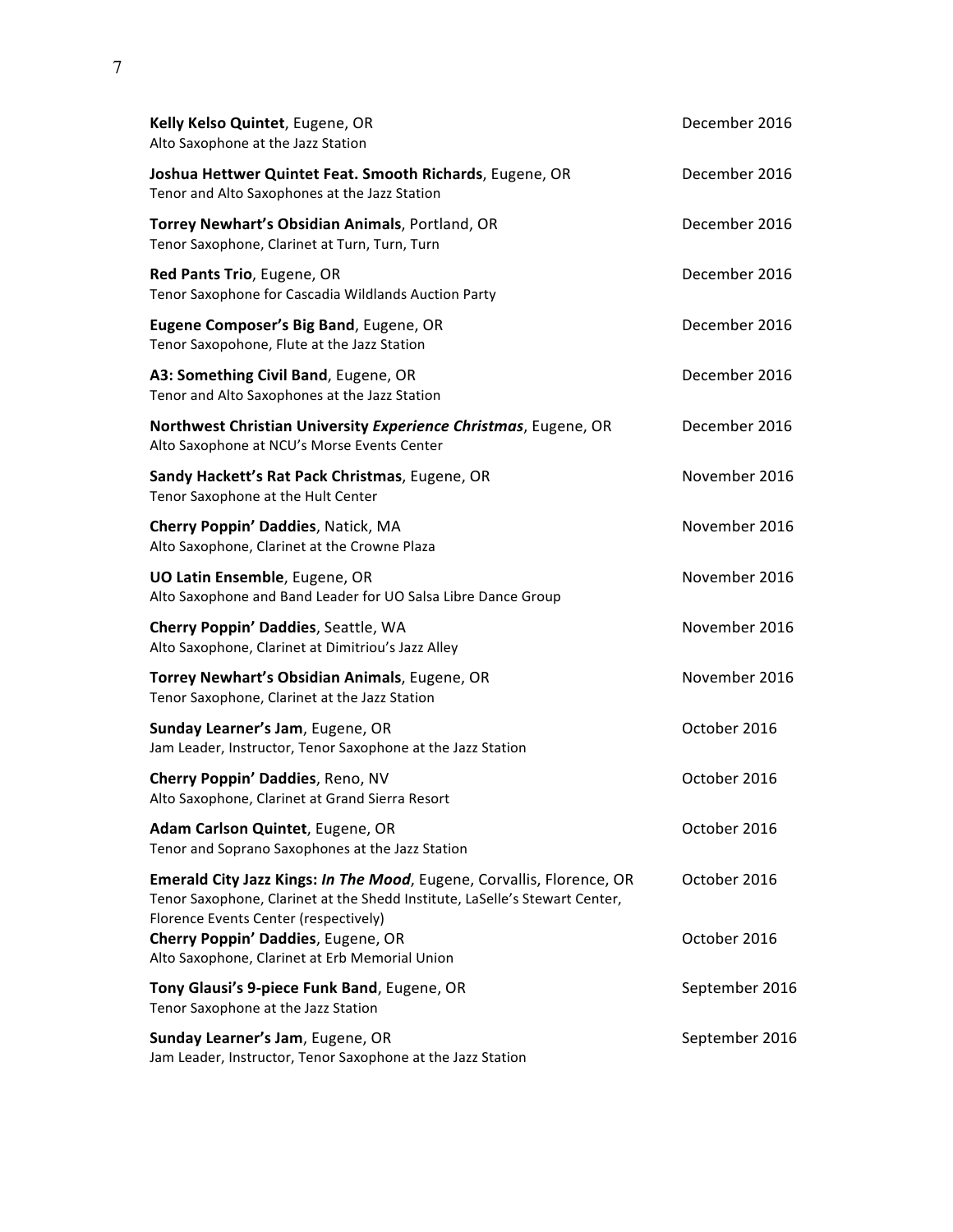**Kelly Kelso Quintet**, Eugene, OR — December 2016
Alto Saxophone at the Jazz Station

**Joshua Hettwer Quintet Feat. Smooth Richards**, Eugene, OR — December 2016
Tenor and Alto Saxophones at the Jazz Station

**Torrey Newhart's Obsidian Animals**, Portland, OR — December 2016
Tenor Saxophone, Clarinet at Turn, Turn, Turn

**Red Pants Trio**, Eugene, OR — December 2016
Tenor Saxophone for Cascadia Wildlands Auction Party

**Eugene Composer's Big Band**, Eugene, OR — December 2016
Tenor Saxopohone, Flute at the Jazz Station

**A3: Something Civil Band**, Eugene, OR — December 2016
Tenor and Alto Saxophones at the Jazz Station

**Northwest Christian University *Experience Christmas***, Eugene, OR — December 2016
Alto Saxophone at NCU's Morse Events Center

**Sandy Hackett's Rat Pack Christmas**, Eugene, OR — November 2016
Tenor Saxophone at the Hult Center

**Cherry Poppin' Daddies**, Natick, MA — November 2016
Alto Saxophone, Clarinet at the Crowne Plaza

**UO Latin Ensemble**, Eugene, OR — November 2016
Alto Saxophone and Band Leader for UO Salsa Libre Dance Group

**Cherry Poppin' Daddies**, Seattle, WA — November 2016
Alto Saxophone, Clarinet at Dimitriou's Jazz Alley

**Torrey Newhart's Obsidian Animals**, Eugene, OR — November 2016
Tenor Saxophone, Clarinet at the Jazz Station

**Sunday Learner's Jam**, Eugene, OR — October 2016
Jam Leader, Instructor, Tenor Saxophone at the Jazz Station

**Cherry Poppin' Daddies**, Reno, NV — October 2016
Alto Saxophone, Clarinet at Grand Sierra Resort

**Adam Carlson Quintet**, Eugene, OR — October 2016
Tenor and Soprano Saxophones at the Jazz Station

**Emerald City Jazz Kings: *In The Mood***, Eugene, Corvallis, Florence, OR — October 2016
Tenor Saxophone, Clarinet at the Shedd Institute, LaSelle's Stewart Center, Florence Events Center (respectively)

**Cherry Poppin' Daddies**, Eugene, OR — October 2016
Alto Saxophone, Clarinet at Erb Memorial Union

**Tony Glausi's 9-piece Funk Band**, Eugene, OR — September 2016
Tenor Saxophone at the Jazz Station

**Sunday Learner's Jam**, Eugene, OR — September 2016
Jam Leader, Instructor, Tenor Saxophone at the Jazz Station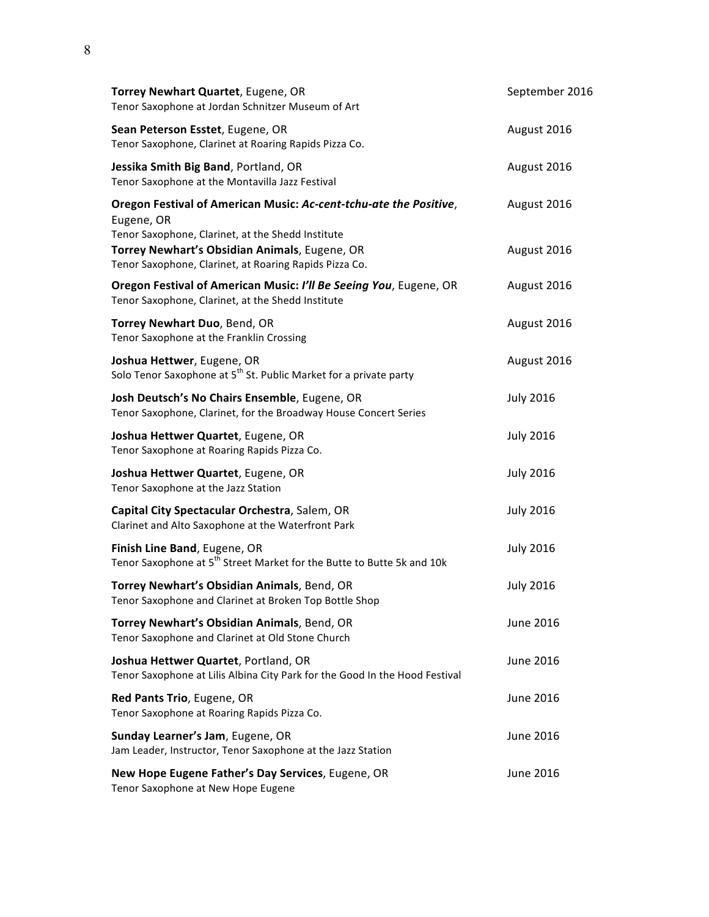**Torrey Newhart Quartet**, Eugene, OR — September 2016
Tenor Saxophone at Jordan Schnitzer Museum of Art

**Sean Peterson Esstet**, Eugene, OR — August 2016
Tenor Saxophone, Clarinet at Roaring Rapids Pizza Co.

**Jessika Smith Big Band**, Portland, OR — August 2016
Tenor Saxophone at the Montavilla Jazz Festival

**Oregon Festival of American Music: *Ac-cent-tchu-ate the Positive***, Eugene, OR — August 2016
Tenor Saxophone, Clarinet, at the Shedd Institute

**Torrey Newhart's Obsidian Animals**, Eugene, OR — August 2016
Tenor Saxophone, Clarinet, at Roaring Rapids Pizza Co.

**Oregon Festival of American Music: *I'll Be Seeing You***, Eugene, OR — August 2016
Tenor Saxophone, Clarinet, at the Shedd Institute

**Torrey Newhart Duo**, Bend, OR — August 2016
Tenor Saxophone at the Franklin Crossing

**Joshua Hettwer**, Eugene, OR — August 2016
Solo Tenor Saxophone at 5th St. Public Market for a private party

**Josh Deutsch's No Chairs Ensemble**, Eugene, OR — July 2016
Tenor Saxophone, Clarinet, for the Broadway House Concert Series

**Joshua Hettwer Quartet**, Eugene, OR — July 2016
Tenor Saxophone at Roaring Rapids Pizza Co.

**Joshua Hettwer Quartet**, Eugene, OR — July 2016
Tenor Saxophone at the Jazz Station

**Capital City Spectacular Orchestra**, Salem, OR — July 2016
Clarinet and Alto Saxophone at the Waterfront Park

**Finish Line Band**, Eugene, OR — July 2016
Tenor Saxophone at 5th Street Market for the Butte to Butte 5k and 10k

**Torrey Newhart's Obsidian Animals**, Bend, OR — July 2016
Tenor Saxophone and Clarinet at Broken Top Bottle Shop

**Torrey Newhart's Obsidian Animals**, Bend, OR — June 2016
Tenor Saxophone and Clarinet at Old Stone Church

**Joshua Hettwer Quartet**, Portland, OR — June 2016
Tenor Saxophone at Lilis Albina City Park for the Good In the Hood Festival

**Red Pants Trio**, Eugene, OR — June 2016
Tenor Saxophone at Roaring Rapids Pizza Co.

**Sunday Learner's Jam**, Eugene, OR — June 2016
Jam Leader, Instructor, Tenor Saxophone at the Jazz Station

**New Hope Eugene Father's Day Services**, Eugene, OR — June 2016
Tenor Saxophone at New Hope Eugene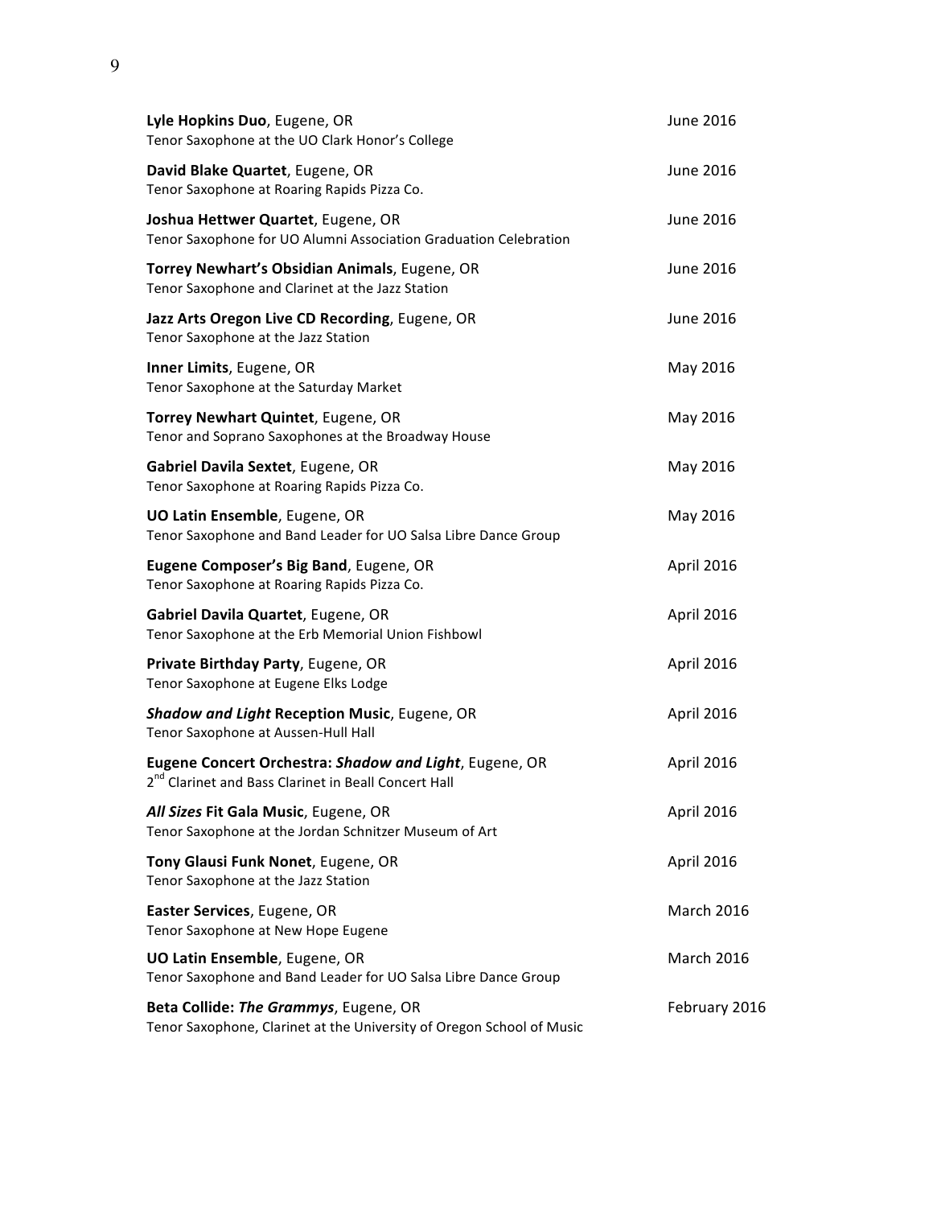**Lyle Hopkins Duo**, Eugene, OR — June 2016
Tenor Saxophone at the UO Clark Honor's College

**David Blake Quartet**, Eugene, OR — June 2016
Tenor Saxophone at Roaring Rapids Pizza Co.

**Joshua Hettwer Quartet**, Eugene, OR — June 2016
Tenor Saxophone for UO Alumni Association Graduation Celebration

**Torrey Newhart's Obsidian Animals**, Eugene, OR — June 2016
Tenor Saxophone and Clarinet at the Jazz Station

**Jazz Arts Oregon Live CD Recording**, Eugene, OR — June 2016
Tenor Saxophone at the Jazz Station

**Inner Limits**, Eugene, OR — May 2016
Tenor Saxophone at the Saturday Market

**Torrey Newhart Quintet**, Eugene, OR — May 2016
Tenor and Soprano Saxophones at the Broadway House

**Gabriel Davila Sextet**, Eugene, OR — May 2016
Tenor Saxophone at Roaring Rapids Pizza Co.

**UO Latin Ensemble**, Eugene, OR — May 2016
Tenor Saxophone and Band Leader for UO Salsa Libre Dance Group

**Eugene Composer's Big Band**, Eugene, OR — April 2016
Tenor Saxophone at Roaring Rapids Pizza Co.

**Gabriel Davila Quartet**, Eugene, OR — April 2016
Tenor Saxophone at the Erb Memorial Union Fishbowl

**Private Birthday Party**, Eugene, OR — April 2016
Tenor Saxophone at Eugene Elks Lodge

***Shadow and Light* Reception Music**, Eugene, OR — April 2016
Tenor Saxophone at Aussen-Hull Hall

**Eugene Concert Orchestra: *Shadow and Light***, Eugene, OR — April 2016
2nd Clarinet and Bass Clarinet in Beall Concert Hall

***All Sizes* Fit Gala Music**, Eugene, OR — April 2016
Tenor Saxophone at the Jordan Schnitzer Museum of Art

**Tony Glausi Funk Nonet**, Eugene, OR — April 2016
Tenor Saxophone at the Jazz Station

**Easter Services**, Eugene, OR — March 2016
Tenor Saxophone at New Hope Eugene

**UO Latin Ensemble**, Eugene, OR — March 2016
Tenor Saxophone and Band Leader for UO Salsa Libre Dance Group

**Beta Collide: *The Grammys***, Eugene, OR — February 2016
Tenor Saxophone, Clarinet at the University of Oregon School of Music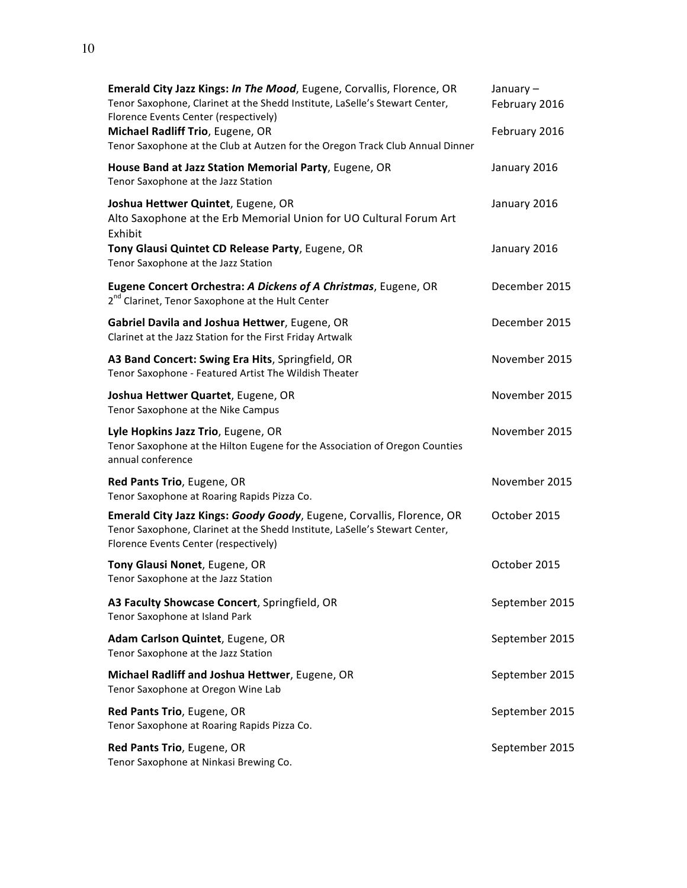**Emerald City Jazz Kings: *In The Mood***, Eugene, Corvallis, Florence, OR — January – February 2016
Tenor Saxophone, Clarinet at the Shedd Institute, LaSelle's Stewart Center, Florence Events Center (respectively)

**Michael Radliff Trio**, Eugene, OR — February 2016
Tenor Saxophone at the Club at Autzen for the Oregon Track Club Annual Dinner

**House Band at Jazz Station Memorial Party**, Eugene, OR — January 2016
Tenor Saxophone at the Jazz Station

**Joshua Hettwer Quintet**, Eugene, OR — January 2016
Alto Saxophone at the Erb Memorial Union for UO Cultural Forum Art Exhibit

**Tony Glausi Quintet CD Release Party**, Eugene, OR — January 2016
Tenor Saxophone at the Jazz Station

**Eugene Concert Orchestra: *A Dickens of A Christmas***, Eugene, OR — December 2015
2nd Clarinet, Tenor Saxophone at the Hult Center

**Gabriel Davila and Joshua Hettwer**, Eugene, OR — December 2015
Clarinet at the Jazz Station for the First Friday Artwalk

**A3 Band Concert: Swing Era Hits**, Springfield, OR — November 2015
Tenor Saxophone - Featured Artist The Wildish Theater

**Joshua Hettwer Quartet**, Eugene, OR — November 2015
Tenor Saxophone at the Nike Campus

**Lyle Hopkins Jazz Trio**, Eugene, OR — November 2015
Tenor Saxophone at the Hilton Eugene for the Association of Oregon Counties annual conference

**Red Pants Trio**, Eugene, OR — November 2015
Tenor Saxophone at Roaring Rapids Pizza Co.

**Emerald City Jazz Kings: *Goody Goody***, Eugene, Corvallis, Florence, OR — October 2015
Tenor Saxophone, Clarinet at the Shedd Institute, LaSelle's Stewart Center, Florence Events Center (respectively)

**Tony Glausi Nonet**, Eugene, OR — October 2015
Tenor Saxophone at the Jazz Station

**A3 Faculty Showcase Concert**, Springfield, OR — September 2015
Tenor Saxophone at Island Park

**Adam Carlson Quintet**, Eugene, OR — September 2015
Tenor Saxophone at the Jazz Station

**Michael Radliff and Joshua Hettwer**, Eugene, OR — September 2015
Tenor Saxophone at Oregon Wine Lab

**Red Pants Trio**, Eugene, OR — September 2015
Tenor Saxophone at Roaring Rapids Pizza Co.

**Red Pants Trio**, Eugene, OR — September 2015
Tenor Saxophone at Ninkasi Brewing Co.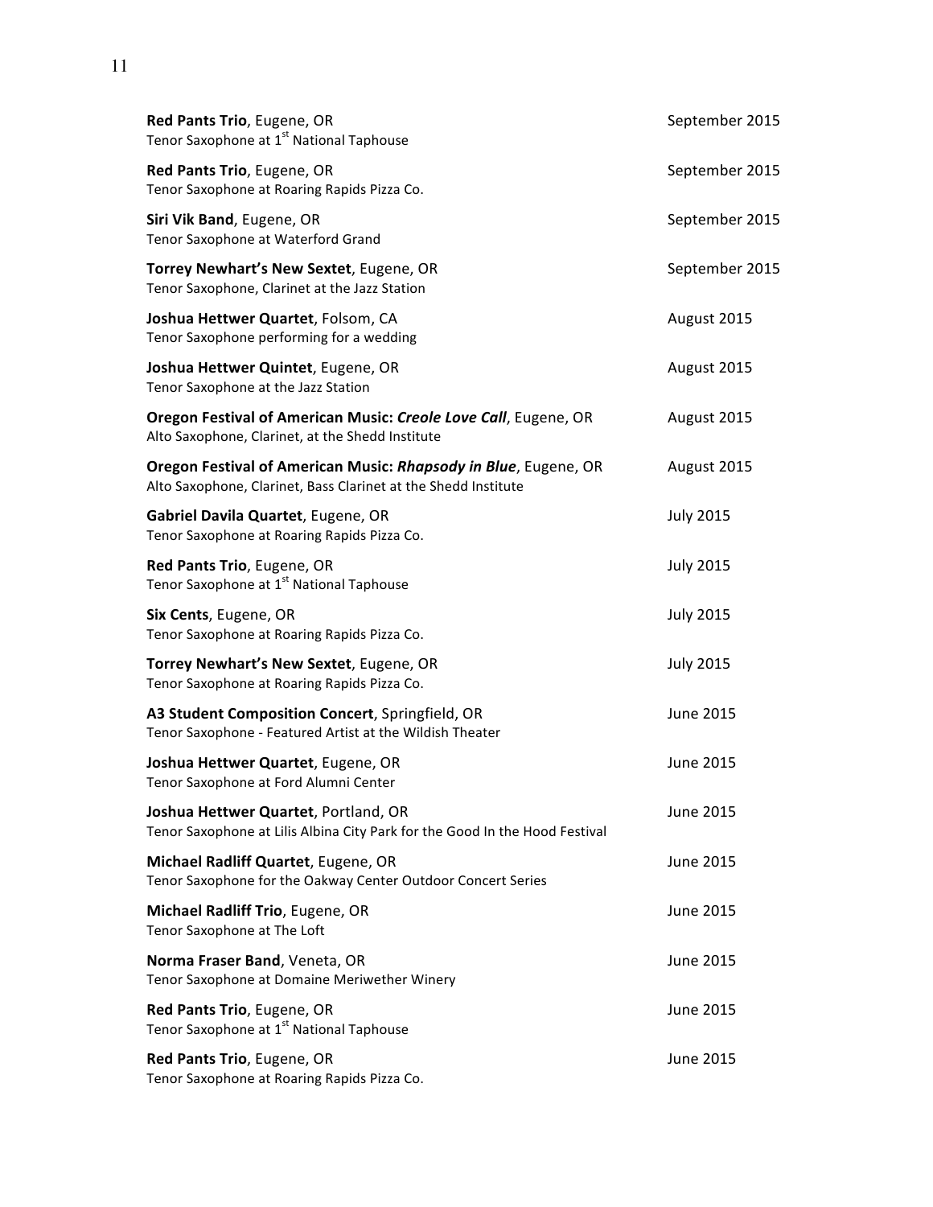**Red Pants Trio**, Eugene, OR
Tenor Saxophone at 1st National Taphouse
September 2015

**Red Pants Trio**, Eugene, OR
Tenor Saxophone at Roaring Rapids Pizza Co.
September 2015

**Siri Vik Band**, Eugene, OR
Tenor Saxophone at Waterford Grand
September 2015

**Torrey Newhart's New Sextet**, Eugene, OR
Tenor Saxophone, Clarinet at the Jazz Station
September 2015

**Joshua Hettwer Quartet**, Folsom, CA
Tenor Saxophone performing for a wedding
August 2015

**Joshua Hettwer Quintet**, Eugene, OR
Tenor Saxophone at the Jazz Station
August 2015

**Oregon Festival of American Music: *Creole Love Call***, Eugene, OR
Alto Saxophone, Clarinet, at the Shedd Institute
August 2015

**Oregon Festival of American Music: *Rhapsody in Blue***, Eugene, OR
Alto Saxophone, Clarinet, Bass Clarinet at the Shedd Institute
August 2015

**Gabriel Davila Quartet**, Eugene, OR
Tenor Saxophone at Roaring Rapids Pizza Co.
July 2015

**Red Pants Trio**, Eugene, OR
Tenor Saxophone at 1st National Taphouse
July 2015

**Six Cents**, Eugene, OR
Tenor Saxophone at Roaring Rapids Pizza Co.
July 2015

**Torrey Newhart's New Sextet**, Eugene, OR
Tenor Saxophone at Roaring Rapids Pizza Co.
July 2015

**A3 Student Composition Concert**, Springfield, OR
Tenor Saxophone - Featured Artist at the Wildish Theater
June 2015

**Joshua Hettwer Quartet**, Eugene, OR
Tenor Saxophone at Ford Alumni Center
June 2015

**Joshua Hettwer Quartet**, Portland, OR
Tenor Saxophone at Lilis Albina City Park for the Good In the Hood Festival
June 2015

**Michael Radliff Quartet**, Eugene, OR
Tenor Saxophone for the Oakway Center Outdoor Concert Series
June 2015

**Michael Radliff Trio**, Eugene, OR
Tenor Saxophone at The Loft
June 2015

**Norma Fraser Band**, Veneta, OR
Tenor Saxophone at Domaine Meriwether Winery
June 2015

**Red Pants Trio**, Eugene, OR
Tenor Saxophone at 1st National Taphouse
June 2015

**Red Pants Trio**, Eugene, OR
Tenor Saxophone at Roaring Rapids Pizza Co.
June 2015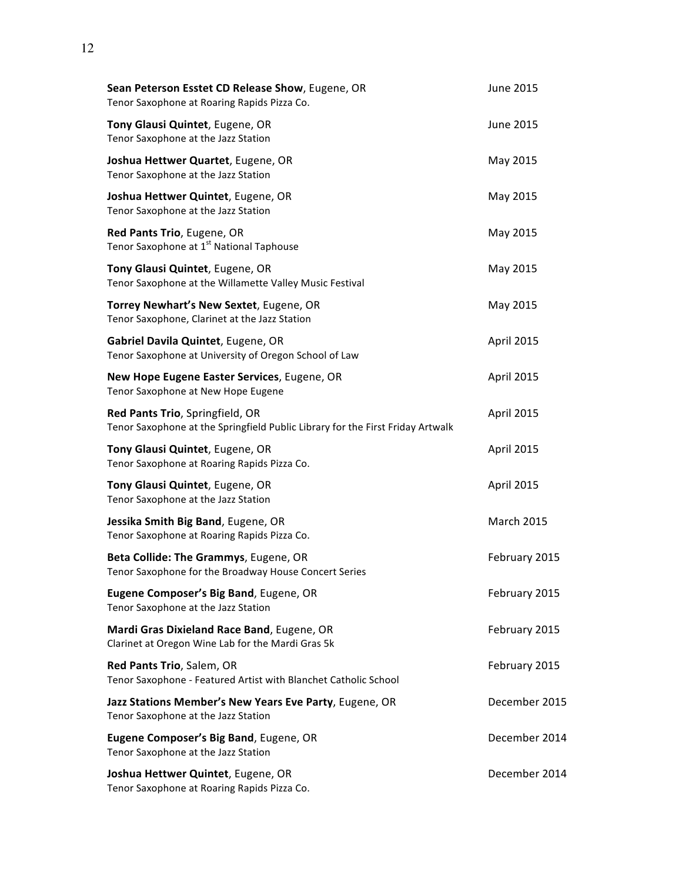**Sean Peterson Esstet CD Release Show**, Eugene, OR — June 2015
Tenor Saxophone at Roaring Rapids Pizza Co.

**Tony Glausi Quintet**, Eugene, OR — June 2015
Tenor Saxophone at the Jazz Station

**Joshua Hettwer Quartet**, Eugene, OR — May 2015
Tenor Saxophone at the Jazz Station

**Joshua Hettwer Quintet**, Eugene, OR — May 2015
Tenor Saxophone at the Jazz Station

**Red Pants Trio**, Eugene, OR — May 2015
Tenor Saxophone at 1st National Taphouse

**Tony Glausi Quintet**, Eugene, OR — May 2015
Tenor Saxophone at the Willamette Valley Music Festival

**Torrey Newhart's New Sextet**, Eugene, OR — May 2015
Tenor Saxophone, Clarinet at the Jazz Station

**Gabriel Davila Quintet**, Eugene, OR — April 2015
Tenor Saxophone at University of Oregon School of Law

**New Hope Eugene Easter Services**, Eugene, OR — April 2015
Tenor Saxophone at New Hope Eugene

**Red Pants Trio**, Springfield, OR — April 2015
Tenor Saxophone at the Springfield Public Library for the First Friday Artwalk

**Tony Glausi Quintet**, Eugene, OR — April 2015
Tenor Saxophone at Roaring Rapids Pizza Co.

**Tony Glausi Quintet**, Eugene, OR — April 2015
Tenor Saxophone at the Jazz Station

**Jessika Smith Big Band**, Eugene, OR — March 2015
Tenor Saxophone at Roaring Rapids Pizza Co.

**Beta Collide: The Grammys**, Eugene, OR — February 2015
Tenor Saxophone for the Broadway House Concert Series

**Eugene Composer's Big Band**, Eugene, OR — February 2015
Tenor Saxophone at the Jazz Station

**Mardi Gras Dixieland Race Band**, Eugene, OR — February 2015
Clarinet at Oregon Wine Lab for the Mardi Gras 5k

**Red Pants Trio**, Salem, OR — February 2015
Tenor Saxophone - Featured Artist with Blanchet Catholic School

**Jazz Stations Member's New Years Eve Party**, Eugene, OR — December 2015
Tenor Saxophone at the Jazz Station

**Eugene Composer's Big Band**, Eugene, OR — December 2014
Tenor Saxophone at the Jazz Station

**Joshua Hettwer Quintet**, Eugene, OR — December 2014
Tenor Saxophone at Roaring Rapids Pizza Co.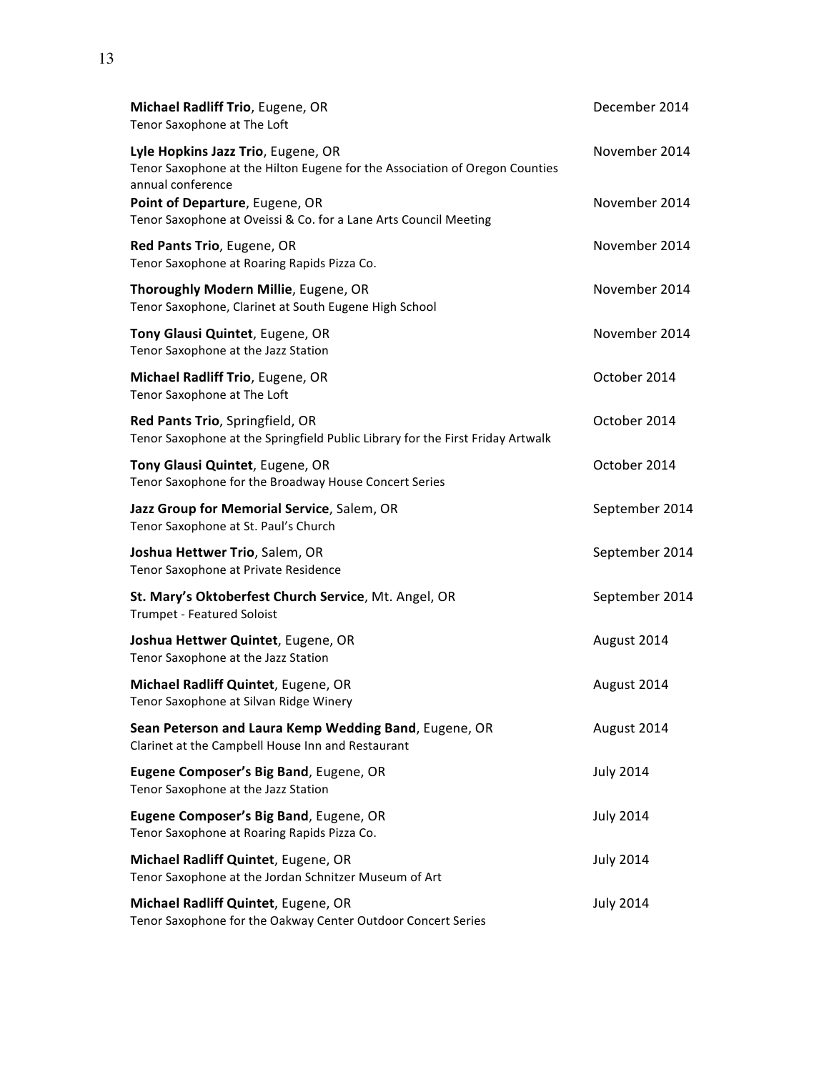**Michael Radliff Trio**, Eugene, OR — December 2014
Tenor Saxophone at The Loft

**Lyle Hopkins Jazz Trio**, Eugene, OR — November 2014
Tenor Saxophone at the Hilton Eugene for the Association of Oregon Counties annual conference

**Point of Departure**, Eugene, OR — November 2014
Tenor Saxophone at Oveissi & Co. for a Lane Arts Council Meeting

**Red Pants Trio**, Eugene, OR — November 2014
Tenor Saxophone at Roaring Rapids Pizza Co.

**Thoroughly Modern Millie**, Eugene, OR — November 2014
Tenor Saxophone, Clarinet at South Eugene High School

**Tony Glausi Quintet**, Eugene, OR — November 2014
Tenor Saxophone at the Jazz Station

**Michael Radliff Trio**, Eugene, OR — October 2014
Tenor Saxophone at The Loft

**Red Pants Trio**, Springfield, OR — October 2014
Tenor Saxophone at the Springfield Public Library for the First Friday Artwalk

**Tony Glausi Quintet**, Eugene, OR — October 2014
Tenor Saxophone for the Broadway House Concert Series

**Jazz Group for Memorial Service**, Salem, OR — September 2014
Tenor Saxophone at St. Paul's Church

**Joshua Hettwer Trio**, Salem, OR — September 2014
Tenor Saxophone at Private Residence

**St. Mary's Oktoberfest Church Service**, Mt. Angel, OR — September 2014
Trumpet - Featured Soloist

**Joshua Hettwer Quintet**, Eugene, OR — August 2014
Tenor Saxophone at the Jazz Station

**Michael Radliff Quintet**, Eugene, OR — August 2014
Tenor Saxophone at Silvan Ridge Winery

**Sean Peterson and Laura Kemp Wedding Band**, Eugene, OR — August 2014
Clarinet at the Campbell House Inn and Restaurant

**Eugene Composer's Big Band**, Eugene, OR — July 2014
Tenor Saxophone at the Jazz Station

**Eugene Composer's Big Band**, Eugene, OR — July 2014
Tenor Saxophone at Roaring Rapids Pizza Co.

**Michael Radliff Quintet**, Eugene, OR — July 2014
Tenor Saxophone at the Jordan Schnitzer Museum of Art

**Michael Radliff Quintet**, Eugene, OR — July 2014
Tenor Saxophone for the Oakway Center Outdoor Concert Series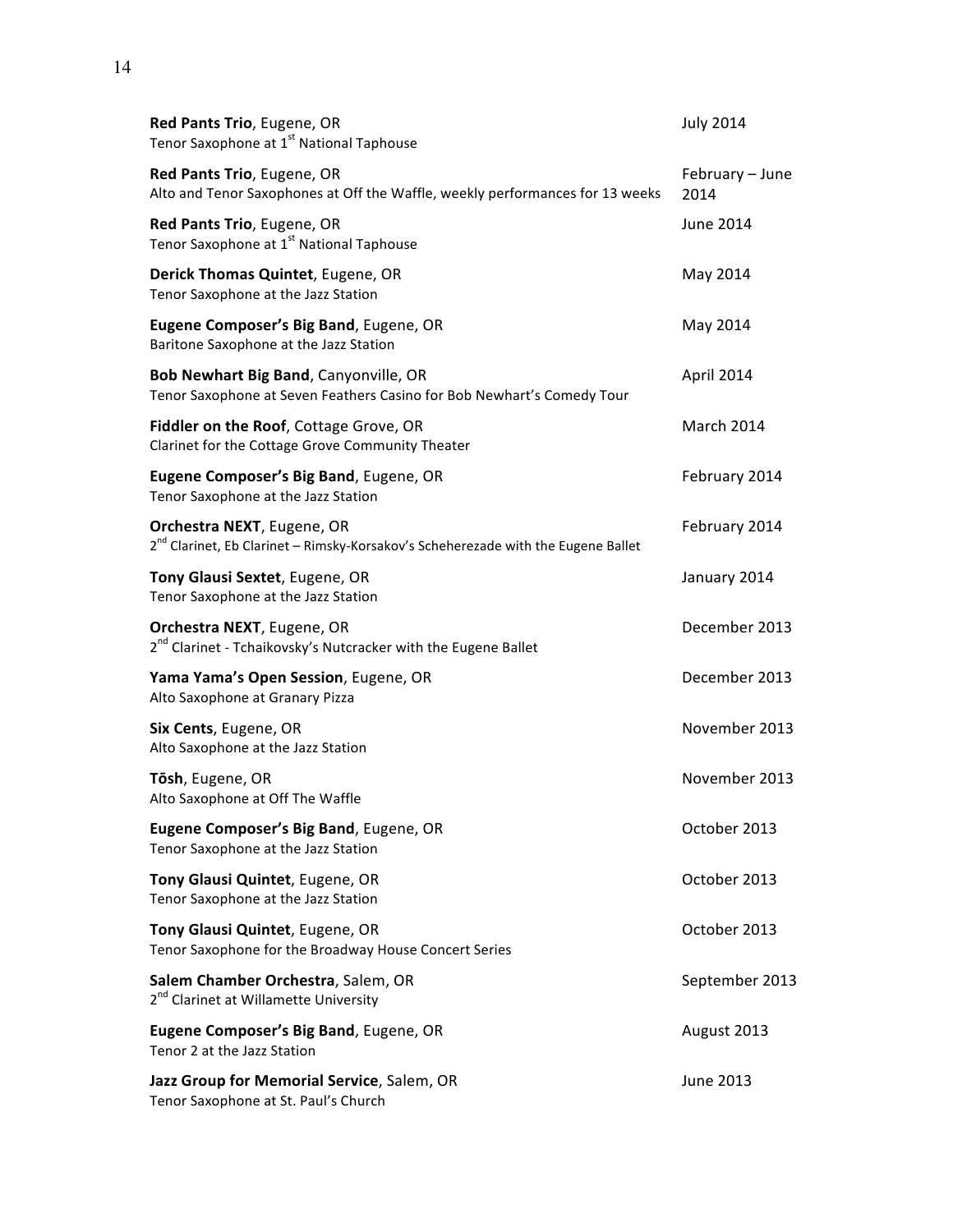**Red Pants Trio**, Eugene, OR — July 2014
Tenor Saxophone at 1st National Taphouse

**Red Pants Trio**, Eugene, OR — February – June 2014
Alto and Tenor Saxophones at Off the Waffle, weekly performances for 13 weeks

**Red Pants Trio**, Eugene, OR — June 2014
Tenor Saxophone at 1st National Taphouse

**Derick Thomas Quintet**, Eugene, OR — May 2014
Tenor Saxophone at the Jazz Station

**Eugene Composer's Big Band**, Eugene, OR — May 2014
Baritone Saxophone at the Jazz Station

**Bob Newhart Big Band**, Canyonville, OR — April 2014
Tenor Saxophone at Seven Feathers Casino for Bob Newhart's Comedy Tour

**Fiddler on the Roof**, Cottage Grove, OR — March 2014
Clarinet for the Cottage Grove Community Theater

**Eugene Composer's Big Band**, Eugene, OR — February 2014
Tenor Saxophone at the Jazz Station

**Orchestra NEXT**, Eugene, OR — February 2014
2nd Clarinet, Eb Clarinet – Rimsky-Korsakov's Scheherezade with the Eugene Ballet

**Tony Glausi Sextet**, Eugene, OR — January 2014
Tenor Saxophone at the Jazz Station

**Orchestra NEXT**, Eugene, OR — December 2013
2nd Clarinet - Tchaikovsky's Nutcracker with the Eugene Ballet

**Yama Yama's Open Session**, Eugene, OR — December 2013
Alto Saxophone at Granary Pizza

**Six Cents**, Eugene, OR — November 2013
Alto Saxophone at the Jazz Station

**Tōsh**, Eugene, OR — November 2013
Alto Saxophone at Off The Waffle

**Eugene Composer's Big Band**, Eugene, OR — October 2013
Tenor Saxophone at the Jazz Station

**Tony Glausi Quintet**, Eugene, OR — October 2013
Tenor Saxophone at the Jazz Station

**Tony Glausi Quintet**, Eugene, OR — October 2013
Tenor Saxophone for the Broadway House Concert Series

**Salem Chamber Orchestra**, Salem, OR — September 2013
2nd Clarinet at Willamette University

**Eugene Composer's Big Band**, Eugene, OR — August 2013
Tenor 2 at the Jazz Station

**Jazz Group for Memorial Service**, Salem, OR — June 2013
Tenor Saxophone at St. Paul's Church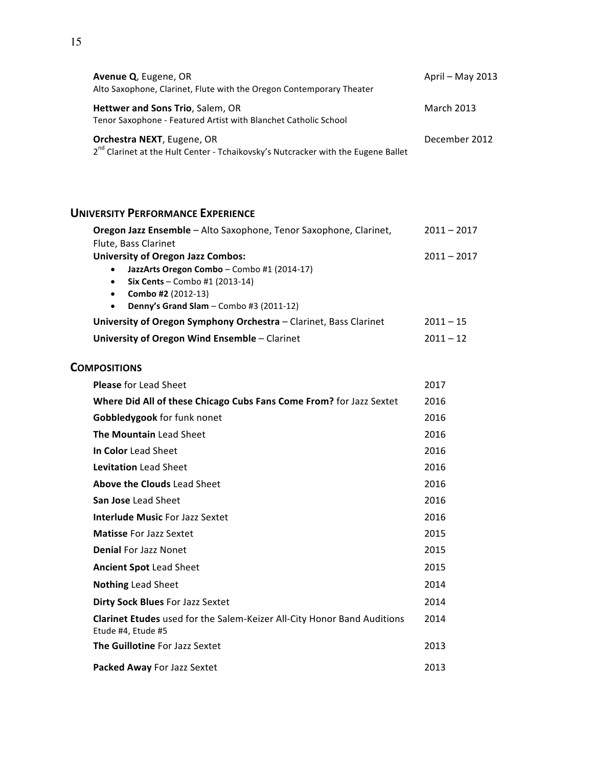**Avenue Q**, Eugene, OR — April – May 2013
Alto Saxophone, Clarinet, Flute with the Oregon Contemporary Theater

**Hettwer and Sons Trio**, Salem, OR — March 2013
Tenor Saxophone - Featured Artist with Blanchet Catholic School

**Orchestra NEXT**, Eugene, OR — December 2012
2nd Clarinet at the Hult Center - Tchaikovsky's Nutcracker with the Eugene Ballet

## University Performance Experience

**Oregon Jazz Ensemble** – Alto Saxophone, Tenor Saxophone, Clarinet, Flute, Bass Clarinet — 2011 – 2017

**University of Oregon Jazz Combos:** — 2011 – 2017

- **JazzArts Oregon Combo** – Combo #1 (2014-17)
- **Six Cents** – Combo #1 (2013-14)
- **Combo #2** (2012-13)
- **Denny's Grand Slam** – Combo #3 (2011-12)

**University of Oregon Symphony Orchestra** – Clarinet, Bass Clarinet — 2011 – 15

**University of Oregon Wind Ensemble** – Clarinet — 2011 – 12

## Compositions

| Composition | Year |
|---|---|
| **Please** for Lead Sheet | 2017 |
| **Where Did All of these Chicago Cubs Fans Come From?** for Jazz Sextet | 2016 |
| **Gobbledygook** for funk nonet | 2016 |
| **The Mountain** Lead Sheet | 2016 |
| **In Color** Lead Sheet | 2016 |
| **Levitation** Lead Sheet | 2016 |
| **Above the Clouds** Lead Sheet | 2016 |
| **San Jose** Lead Sheet | 2016 |
| **Interlude Music** For Jazz Sextet | 2016 |
| **Matisse** For Jazz Sextet | 2015 |
| **Denial** For Jazz Nonet | 2015 |
| **Ancient Spot** Lead Sheet | 2015 |
| **Nothing** Lead Sheet | 2014 |
| **Dirty Sock Blues** For Jazz Sextet | 2014 |
| **Clarinet Etudes** used for the Salem-Keizer All-City Honor Band Auditions Etude #4, Etude #5 | 2014 |
| **The Guillotine** For Jazz Sextet | 2013 |
| **Packed Away** For Jazz Sextet | 2013 |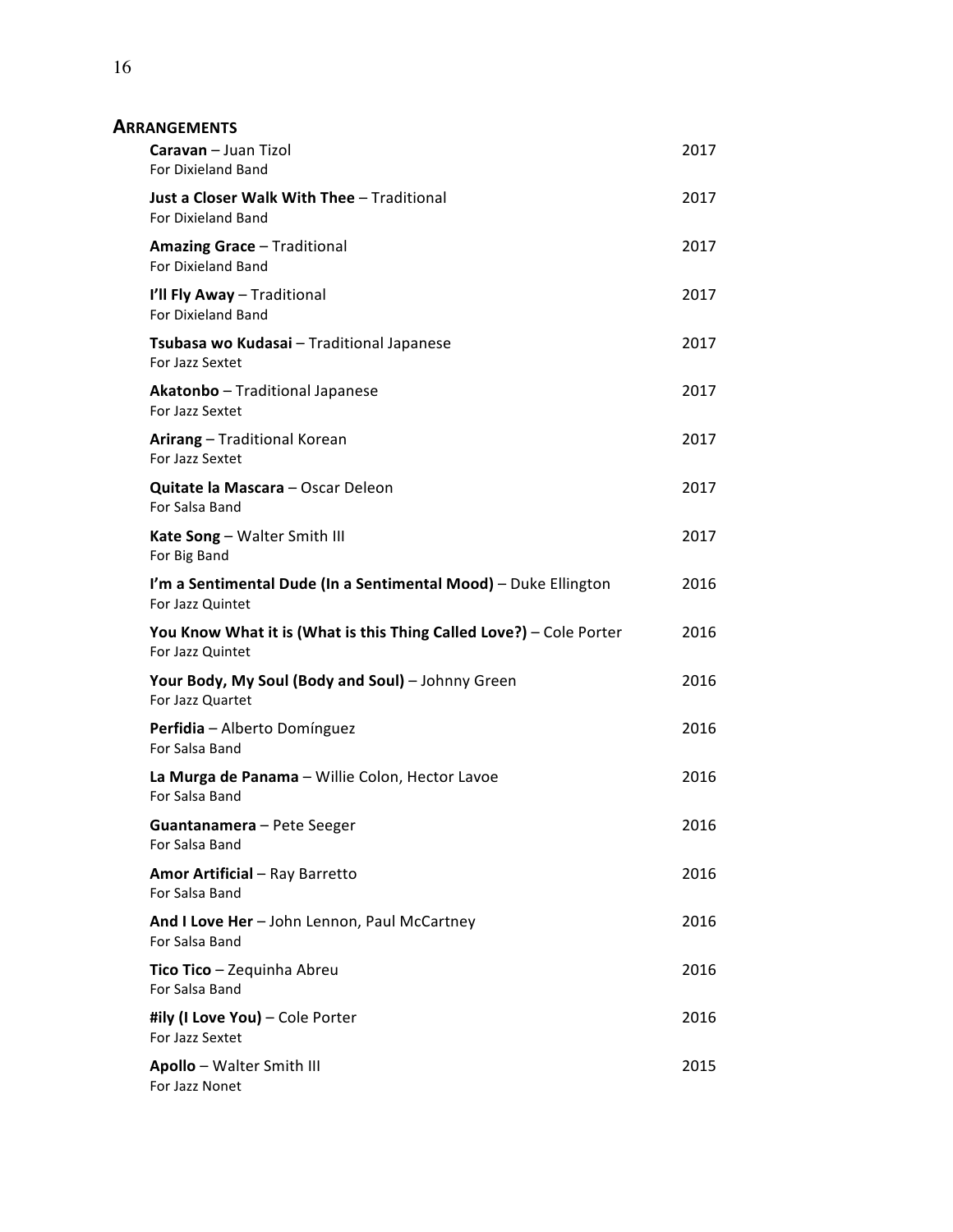## Arrangements

**Caravan** – Juan Tizol — 2017
For Dixieland Band

**Just a Closer Walk With Thee** – Traditional — 2017
For Dixieland Band

**Amazing Grace** – Traditional — 2017
For Dixieland Band

**I'll Fly Away** – Traditional — 2017
For Dixieland Band

**Tsubasa wo Kudasai** – Traditional Japanese — 2017
For Jazz Sextet

**Akatonbo** – Traditional Japanese — 2017
For Jazz Sextet

**Arirang** – Traditional Korean — 2017
For Jazz Sextet

**Quitate la Mascara** – Oscar Deleon — 2017
For Salsa Band

**Kate Song** – Walter Smith III — 2017
For Big Band

**I'm a Sentimental Dude (In a Sentimental Mood)** – Duke Ellington — 2016
For Jazz Quintet

**You Know What it is (What is this Thing Called Love?)** – Cole Porter — 2016
For Jazz Quintet

**Your Body, My Soul (Body and Soul)** – Johnny Green — 2016
For Jazz Quartet

**Perfidia** – Alberto Domínguez — 2016
For Salsa Band

**La Murga de Panama** – Willie Colon, Hector Lavoe — 2016
For Salsa Band

**Guantanamera** – Pete Seeger — 2016
For Salsa Band

**Amor Artificial** – Ray Barretto — 2016
For Salsa Band

**And I Love Her** – John Lennon, Paul McCartney — 2016
For Salsa Band

**Tico Tico** – Zequinha Abreu — 2016
For Salsa Band

**#ily (I Love You)** – Cole Porter — 2016
For Jazz Sextet

**Apollo** – Walter Smith III — 2015
For Jazz Nonet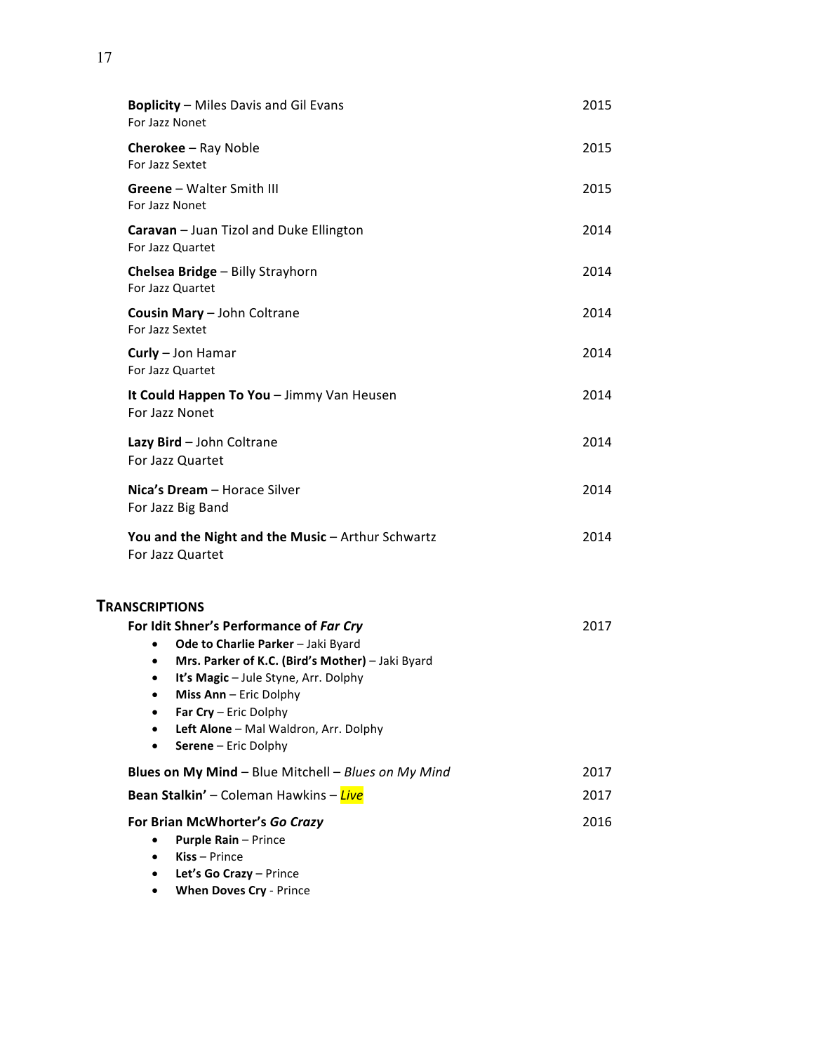**Boplicity** – Miles Davis and Gil Evans 2015
For Jazz Nonet

**Cherokee** – Ray Noble 2015
For Jazz Sextet

**Greene** – Walter Smith III 2015
For Jazz Nonet

**Caravan** – Juan Tizol and Duke Ellington 2014
For Jazz Quartet

**Chelsea Bridge** – Billy Strayhorn 2014
For Jazz Quartet

**Cousin Mary** – John Coltrane 2014
For Jazz Sextet

**Curly** – Jon Hamar 2014
For Jazz Quartet

**It Could Happen To You** – Jimmy Van Heusen 2014
For Jazz Nonet

**Lazy Bird** – John Coltrane 2014
For Jazz Quartet

**Nica's Dream** – Horace Silver 2014
For Jazz Big Band

**You and the Night and the Music** – Arthur Schwartz 2014
For Jazz Quartet

## TRANSCRIPTIONS

**For Idit Shner's Performance of *Far Cry*** 2017

- **Ode to Charlie Parker** – Jaki Byard
- **Mrs. Parker of K.C. (Bird's Mother)** – Jaki Byard
- **It's Magic** – Jule Styne, Arr. Dolphy
- **Miss Ann** – Eric Dolphy
- **Far Cry** – Eric Dolphy
- **Left Alone** – Mal Waldron, Arr. Dolphy
- **Serene** – Eric Dolphy

**Blues on My Mind** – Blue Mitchell – *Blues on My Mind* 2017

**Bean Stalkin'** – Coleman Hawkins – ***Live*** 2017

**For Brian McWhorter's *Go Crazy*** 2016

- **Purple Rain** – Prince
- **Kiss** – Prince
- **Let's Go Crazy** – Prince
- **When Doves Cry** - Prince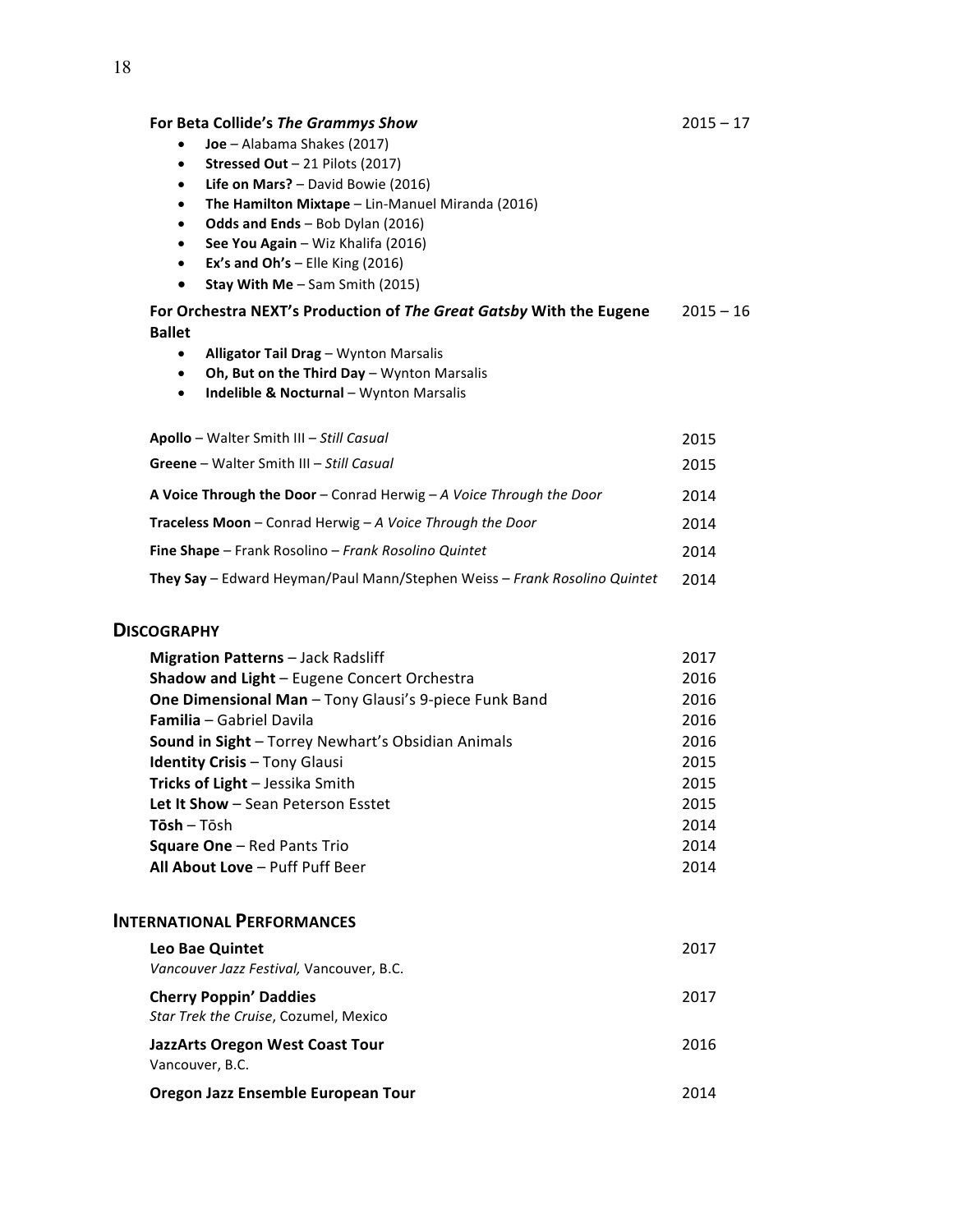**For Beta Collide's *The Grammys Show*** 2015 – 17

- **Joe** – Alabama Shakes (2017)
- **Stressed Out** – 21 Pilots (2017)
- **Life on Mars?** – David Bowie (2016)
- **The Hamilton Mixtape** – Lin-Manuel Miranda (2016)
- **Odds and Ends** – Bob Dylan (2016)
- **See You Again** – Wiz Khalifa (2016)
- **Ex's and Oh's** – Elle King (2016)
- **Stay With Me** – Sam Smith (2015)

**For Orchestra NEXT's Production of *The Great Gatsby* With the Eugene Ballet** 2015 – 16

- **Alligator Tail Drag** – Wynton Marsalis
- **Oh, But on the Third Day** – Wynton Marsalis
- **Indelible & Nocturnal** – Wynton Marsalis

**Apollo** – Walter Smith III – *Still Casual* 2015

**Greene** – Walter Smith III – *Still Casual* 2015

**A Voice Through the Door** – Conrad Herwig – *A Voice Through the Door* 2014

**Traceless Moon** – Conrad Herwig – *A Voice Through the Door* 2014

**Fine Shape** – Frank Rosolino – *Frank Rosolino Quintet* 2014

**They Say** – Edward Heyman/Paul Mann/Stephen Weiss – *Frank Rosolino Quintet* 2014

## Discography

**Migration Patterns** – Jack Radsliff 2017
**Shadow and Light** – Eugene Concert Orchestra 2016
**One Dimensional Man** – Tony Glausi's 9-piece Funk Band 2016
**Familia** – Gabriel Davila 2016
**Sound in Sight** – Torrey Newhart's Obsidian Animals 2016
**Identity Crisis** – Tony Glausi 2015
**Tricks of Light** – Jessika Smith 2015
**Let It Show** – Sean Peterson Esstet 2015
**Tōsh** – Tōsh 2014
**Square One** – Red Pants Trio 2014
**All About Love** – Puff Puff Beer 2014

## International Performances

**Leo Bae Quintet** 2017
*Vancouver Jazz Festival,* Vancouver, B.C.

**Cherry Poppin' Daddies** 2017
*Star Trek the Cruise*, Cozumel, Mexico

**JazzArts Oregon West Coast Tour** 2016
Vancouver, B.C.

**Oregon Jazz Ensemble European Tour** 2014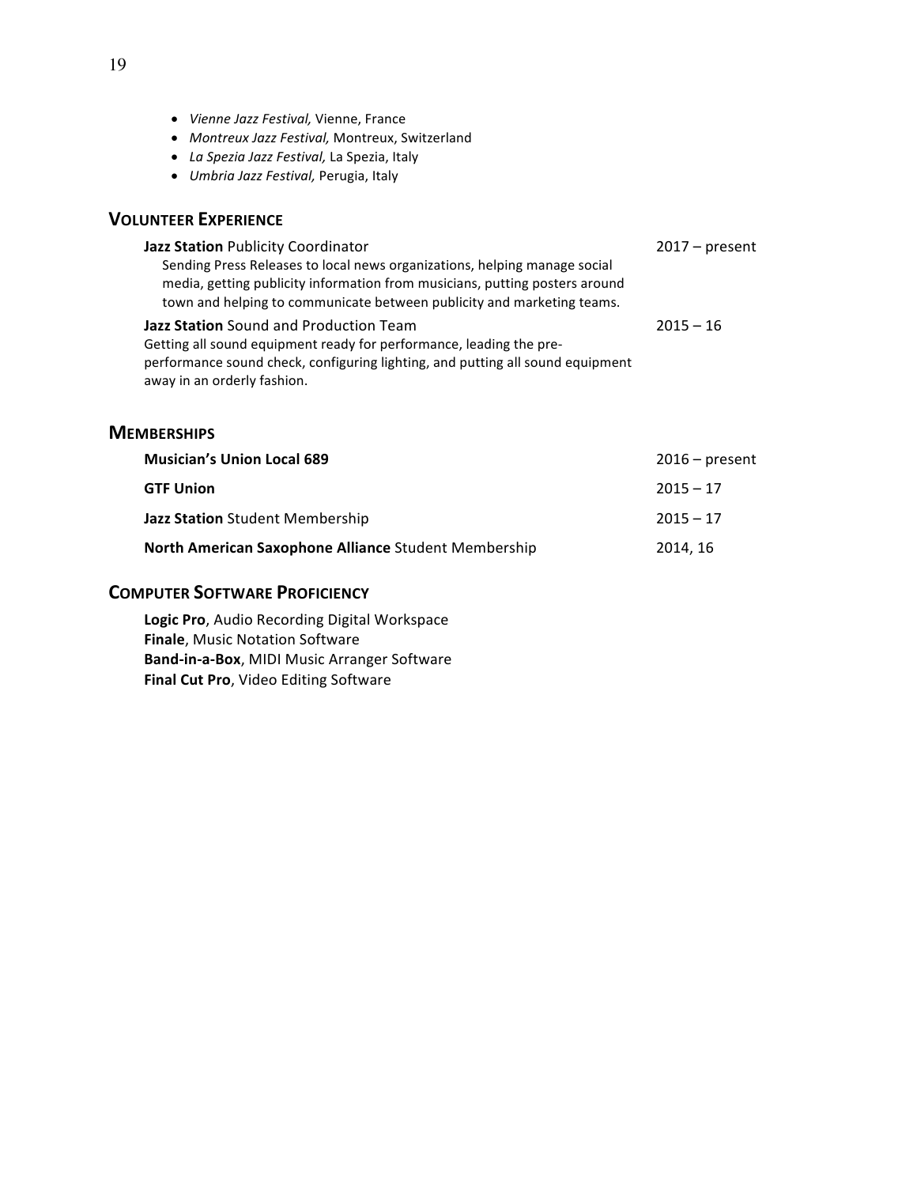- *Vienne Jazz Festival,* Vienne, France
- *Montreux Jazz Festival,* Montreux, Switzerland
- *La Spezia Jazz Festival,* La Spezia, Italy
- *Umbria Jazz Festival,* Perugia, Italy

## VOLUNTEER EXPERIENCE

**Jazz Station** Publicity Coordinator — 2017 – present

Sending Press Releases to local news organizations, helping manage social media, getting publicity information from musicians, putting posters around town and helping to communicate between publicity and marketing teams.

**Jazz Station** Sound and Production Team — 2015 – 16

Getting all sound equipment ready for performance, leading the pre-performance sound check, configuring lighting, and putting all sound equipment away in an orderly fashion.

## MEMBERSHIPS

| | |
|---|---|
| **Musician's Union Local 689** | 2016 – present |
| **GTF Union** | 2015 – 17 |
| **Jazz Station** Student Membership | 2015 – 17 |
| **North American Saxophone Alliance** Student Membership | 2014, 16 |

## COMPUTER SOFTWARE PROFICIENCY

**Logic Pro**, Audio Recording Digital Workspace
**Finale**, Music Notation Software
**Band-in-a-Box**, MIDI Music Arranger Software
**Final Cut Pro**, Video Editing Software